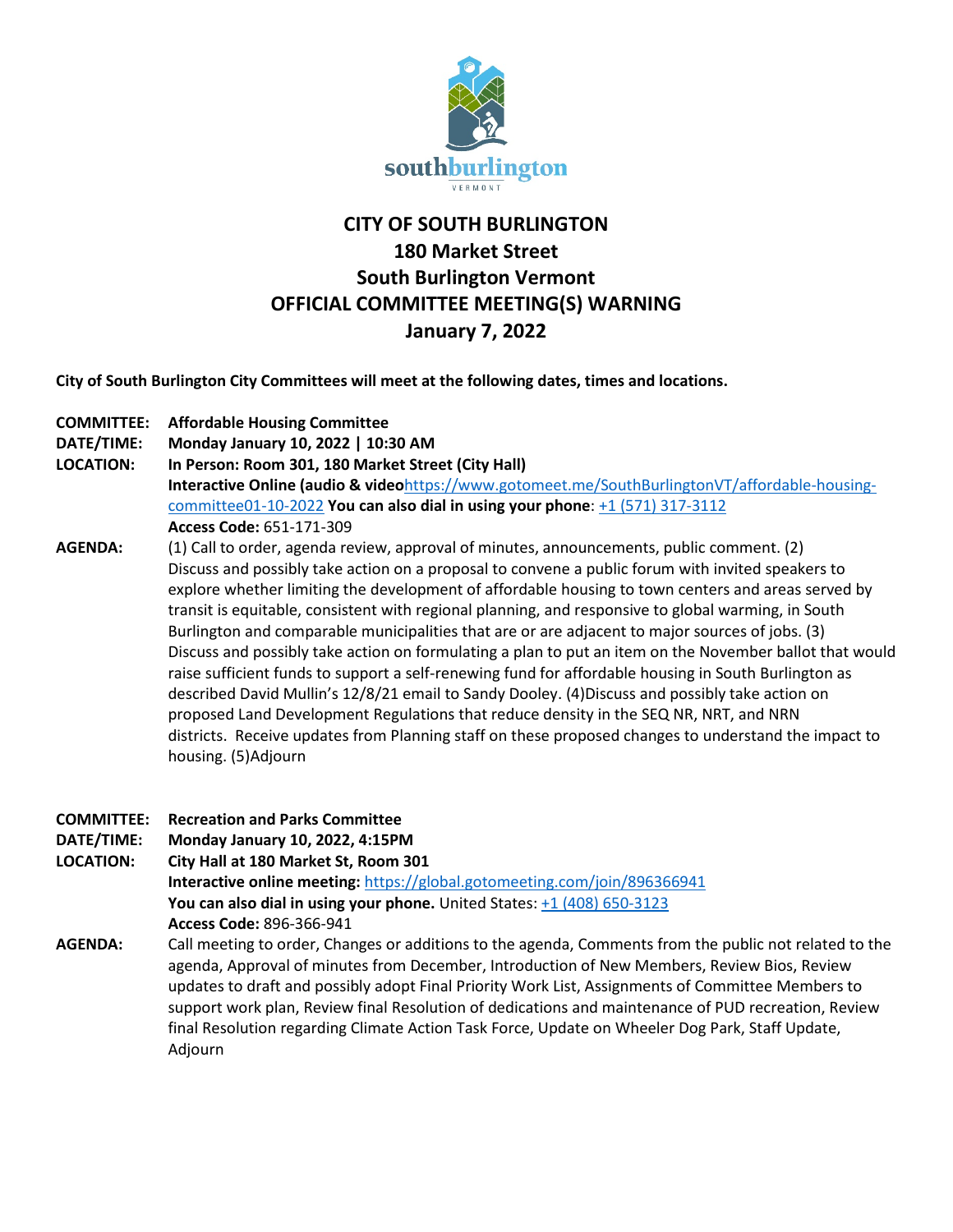# CITY OF SOUTH BURLINGTON
## 180 Market Street
## South Burlington Vermont
## OFFICIAL COMMITTEE MEETING(S) WARNING
## January 7, 2022

**City of South Burlington City Committees will meet at the following dates, times and locations.**

**COMMITTEE:** **Affordable Housing Committee**
**DATE/TIME:** **Monday January 10, 2022 | 10:30 AM**
**LOCATION:** **In Person: Room 301, 180 Market Street (City Hall)**
**Interactive Online (audio & video**https://www.gotomeet.me/SouthBurlingtonVT/affordable-housing-committee01-10-2022 **You can also dial in using your phone**: +1 (571) 317-3112
**Access Code:** 651-171-309

**AGENDA:** (1) Call to order, agenda review, approval of minutes, announcements, public comment. (2) Discuss and possibly take action on a proposal to convene a public forum with invited speakers to explore whether limiting the development of affordable housing to town centers and areas served by transit is equitable, consistent with regional planning, and responsive to global warming, in South Burlington and comparable municipalities that are or are adjacent to major sources of jobs. (3) Discuss and possibly take action on formulating a plan to put an item on the November ballot that would raise sufficient funds to support a self-renewing fund for affordable housing in South Burlington as described David Mullin's 12/8/21 email to Sandy Dooley. (4)Discuss and possibly take action on proposed Land Development Regulations that reduce density in the SEQ NR, NRT, and NRN districts. Receive updates from Planning staff on these proposed changes to understand the impact to housing. (5)Adjourn

**COMMITTEE:** **Recreation and Parks Committee**
**DATE/TIME:** **Monday January 10, 2022, 4:15PM**
**LOCATION:** **City Hall at 180 Market St, Room 301**
**Interactive online meeting:** https://global.gotomeeting.com/join/896366941
**You can also dial in using your phone.** United States: +1 (408) 650-3123
**Access Code:** 896-366-941

**AGENDA:** Call meeting to order, Changes or additions to the agenda, Comments from the public not related to the agenda, Approval of minutes from December, Introduction of New Members, Review Bios, Review updates to draft and possibly adopt Final Priority Work List, Assignments of Committee Members to support work plan, Review final Resolution of dedications and maintenance of PUD recreation, Review final Resolution regarding Climate Action Task Force, Update on Wheeler Dog Park, Staff Update, Adjourn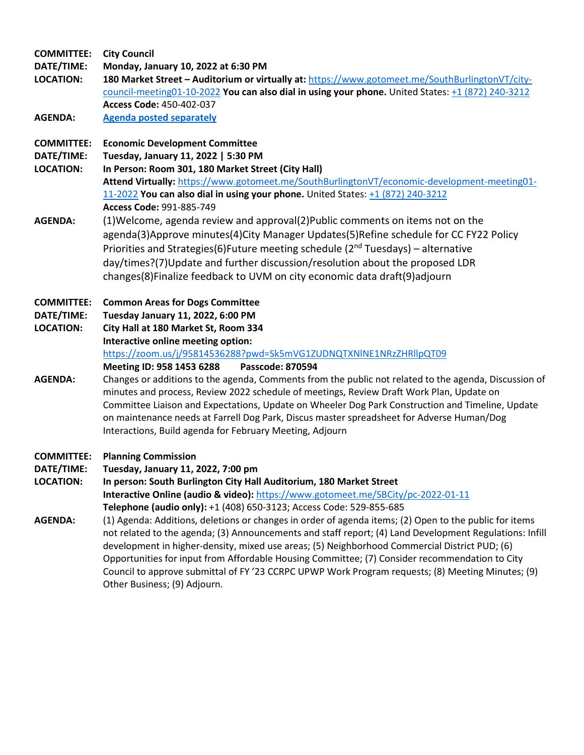**COMMITTEE:** **City Council**
**DATE/TIME:** **Monday, January 10, 2022 at 6:30 PM**
**LOCATION:** **180 Market Street – Auditorium or virtually at:** https://www.gotomeet.me/SouthBurlingtonVT/city-council-meeting01-10-2022 **You can also dial in using your phone.** United States: +1 (872) 240-3212
**Access Code:** 450-402-037
**AGENDA:** **Agenda posted separately**

**COMMITTEE:** **Economic Development Committee**
**DATE/TIME:** **Tuesday, January 11, 2022 | 5:30 PM**
**LOCATION:** **In Person: Room 301, 180 Market Street (City Hall)**
**Attend Virtually:** https://www.gotomeet.me/SouthBurlingtonVT/economic-development-meeting01-11-2022 **You can also dial in using your phone.** United States: +1 (872) 240-3212
**Access Code:** 991-885-749
**AGENDA:** (1)Welcome, agenda review and approval(2)Public comments on items not on the agenda(3)Approve minutes(4)City Manager Updates(5)Refine schedule for CC FY22 Policy Priorities and Strategies(6)Future meeting schedule (2nd Tuesdays) – alternative day/times?(7)Update and further discussion/resolution about the proposed LDR changes(8)Finalize feedback to UVM on city economic data draft(9)adjourn

**COMMITTEE:** **Common Areas for Dogs Committee**
**DATE/TIME:** **Tuesday January 11, 2022, 6:00 PM**
**LOCATION:** **City Hall at 180 Market St, Room 334**
**Interactive online meeting option:**
https://zoom.us/j/95814536288?pwd=Sk5mVG1ZUDNQTXNlNE1NRzZHRllpQT09
**Meeting ID: 958 1453 6288 Passcode: 870594**
**AGENDA:** Changes or additions to the agenda, Comments from the public not related to the agenda, Discussion of minutes and process, Review 2022 schedule of meetings, Review Draft Work Plan, Update on Committee Liaison and Expectations, Update on Wheeler Dog Park Construction and Timeline, Update on maintenance needs at Farrell Dog Park, Discus master spreadsheet for Adverse Human/Dog Interactions, Build agenda for February Meeting, Adjourn

**COMMITTEE:** **Planning Commission**
**DATE/TIME:** **Tuesday, January 11, 2022, 7:00 pm**
**LOCATION:** **In person: South Burlington City Hall Auditorium, 180 Market Street**
**Interactive Online (audio & video):** https://www.gotomeet.me/SBCity/pc-2022-01-11
**Telephone (audio only):** +1 (408) 650-3123; Access Code: 529-855-685
**AGENDA:** (1) Agenda: Additions, deletions or changes in order of agenda items; (2) Open to the public for items not related to the agenda; (3) Announcements and staff report; (4) Land Development Regulations: Infill development in higher-density, mixed use areas; (5) Neighborhood Commercial District PUD; (6) Opportunities for input from Affordable Housing Committee; (7) Consider recommendation to City Council to approve submittal of FY '23 CCRPC UPWP Work Program requests; (8) Meeting Minutes; (9) Other Business; (9) Adjourn.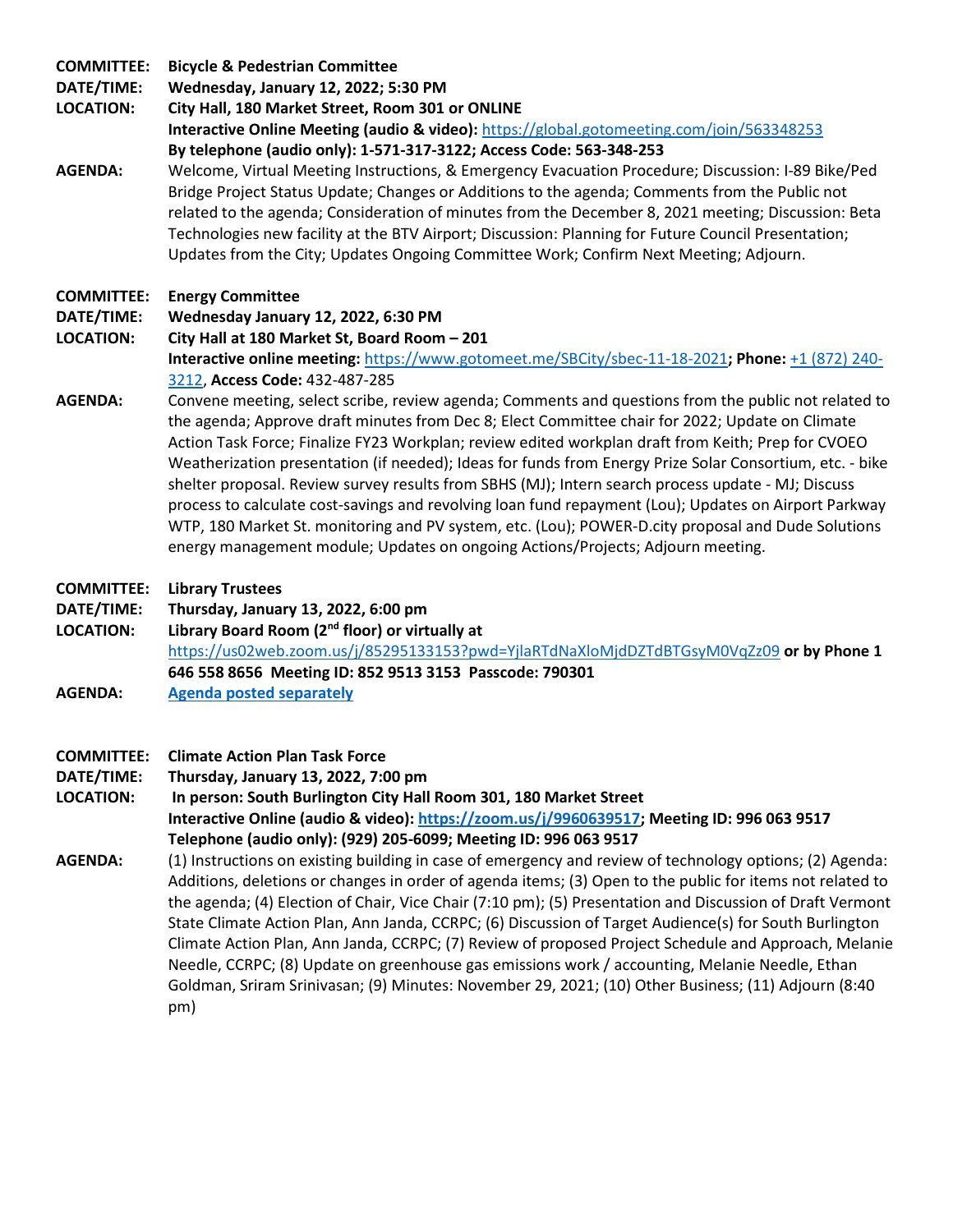**COMMITTEE:** **Bicycle & Pedestrian Committee**

**DATE/TIME:** **Wednesday, January 12, 2022; 5:30 PM**

**LOCATION:** **City Hall, 180 Market Street, Room 301 or ONLINE**
**Interactive Online Meeting (audio & video):** https://global.gotomeeting.com/join/563348253
**By telephone (audio only): 1-571-317-3122; Access Code: 563-348-253**

**AGENDA:** Welcome, Virtual Meeting Instructions, & Emergency Evacuation Procedure; Discussion: I-89 Bike/Ped Bridge Project Status Update; Changes or Additions to the agenda; Comments from the Public not related to the agenda; Consideration of minutes from the December 8, 2021 meeting; Discussion: Beta Technologies new facility at the BTV Airport; Discussion: Planning for Future Council Presentation; Updates from the City; Updates Ongoing Committee Work; Confirm Next Meeting; Adjourn.

**COMMITTEE:** **Energy Committee**

**DATE/TIME:** **Wednesday January 12, 2022, 6:30 PM**

**LOCATION:** **City Hall at 180 Market St, Board Room – 201**
**Interactive online meeting:** https://www.gotomeet.me/SBCity/sbec-11-18-2021**; Phone:** +1 (872) 240-3212, **Access Code:** 432-487-285

**AGENDA:** Convene meeting, select scribe, review agenda; Comments and questions from the public not related to the agenda; Approve draft minutes from Dec 8; Elect Committee chair for 2022; Update on Climate Action Task Force; Finalize FY23 Workplan; review edited workplan draft from Keith; Prep for CVOEO Weatherization presentation (if needed); Ideas for funds from Energy Prize Solar Consortium, etc. - bike shelter proposal. Review survey results from SBHS (MJ); Intern search process update - MJ; Discuss process to calculate cost-savings and revolving loan fund repayment (Lou); Updates on Airport Parkway WTP, 180 Market St. monitoring and PV system, etc. (Lou); POWER-D.city proposal and Dude Solutions energy management module; Updates on ongoing Actions/Projects; Adjourn meeting.

**COMMITTEE:** **Library Trustees**

**DATE/TIME:** **Thursday, January 13, 2022, 6:00 pm**

**LOCATION:** **Library Board Room (2nd floor) or virtually at**
https://us02web.zoom.us/j/85295133153?pwd=YjlaRTdNaXloMjdDZTdBTGsyM0VqZz09 **or by Phone 1 646 558 8656 Meeting ID: 852 9513 3153 Passcode: 790301**

**AGENDA:** **Agenda posted separately**

**COMMITTEE:** **Climate Action Plan Task Force**

**DATE/TIME:** **Thursday, January 13, 2022, 7:00 pm**

**LOCATION:** **In person: South Burlington City Hall Room 301, 180 Market Street**
**Interactive Online (audio & video): https://zoom.us/j/9960639517; Meeting ID: 996 063 9517**
**Telephone (audio only): (929) 205-6099; Meeting ID: 996 063 9517**

**AGENDA:** (1) Instructions on existing building in case of emergency and review of technology options; (2) Agenda: Additions, deletions or changes in order of agenda items; (3) Open to the public for items not related to the agenda; (4) Election of Chair, Vice Chair (7:10 pm); (5) Presentation and Discussion of Draft Vermont State Climate Action Plan, Ann Janda, CCRPC; (6) Discussion of Target Audience(s) for South Burlington Climate Action Plan, Ann Janda, CCRPC; (7) Review of proposed Project Schedule and Approach, Melanie Needle, CCRPC; (8) Update on greenhouse gas emissions work / accounting, Melanie Needle, Ethan Goldman, Sriram Srinivasan; (9) Minutes: November 29, 2021; (10) Other Business; (11) Adjourn (8:40 pm)